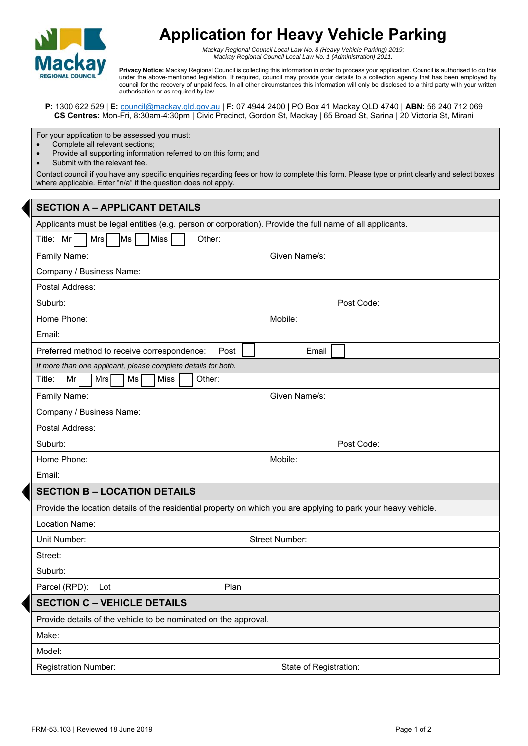# Application for Heavy Vehicle Parking

*Mackay Regional Council Local Law No. 8 (Heavy Vehicle Parking) 2019;*
*Mackay Regional Council Local Law No. 1 (Administration) 2011.*

**Privacy Notice:** Mackay Regional Council is collecting this information in order to process your application. Council is authorised to do this under the above-mentioned legislation. If required, council may provide your details to a collection agency that has been employed by council for the recovery of unpaid fees. In all other circumstances this information will only be disclosed to a third party with your written authorisation or as required by law.

**P:** 1300 622 529 | **E:** council@mackay.qld.gov.au | **F:** 07 4944 2400 | PO Box 41 Mackay QLD 4740 | **ABN:** 56 240 712 069
**CS Centres:** Mon-Fri, 8:30am-4:30pm | Civic Precinct, Gordon St, Mackay | 65 Broad St, Sarina | 20 Victoria St, Mirani

For your application to be assessed you must:

- Complete all relevant sections;
- Provide all supporting information referred to on this form; and
- Submit with the relevant fee.

Contact council if you have any specific enquiries regarding fees or how to complete this form. Please type or print clearly and select boxes where applicable. Enter "n/a" if the question does not apply.

## SECTION A – APPLICANT DETAILS

Applicants must be legal entities (e.g. person or corporation). Provide the full name of all applicants.

Title: Mr ☐ Mrs ☐ Ms ☐ Miss ☐ Other:

Family Name: Given Name/s:

Company / Business Name:

Postal Address:

Suburb: Post Code:

Home Phone: Mobile:

Email:

Preferred method to receive correspondence: Post ☐ Email ☐

*If more than one applicant, please complete details for both.*

Title: Mr ☐ Mrs ☐ Ms ☐ Miss ☐ Other:

Family Name: Given Name/s:

Company / Business Name:

Postal Address:

Suburb: Post Code:

Home Phone: Mobile:

Email:

## SECTION B – LOCATION DETAILS

Provide the location details of the residential property on which you are applying to park your heavy vehicle.

Location Name:

Unit Number: Street Number:

Street:

Suburb:

Parcel (RPD): Lot Plan

## SECTION C – VEHICLE DETAILS

Provide details of the vehicle to be nominated on the approval.

Make:

Model:

Registration Number: State of Registration:

FRM-53.103 | Reviewed 18 June 2019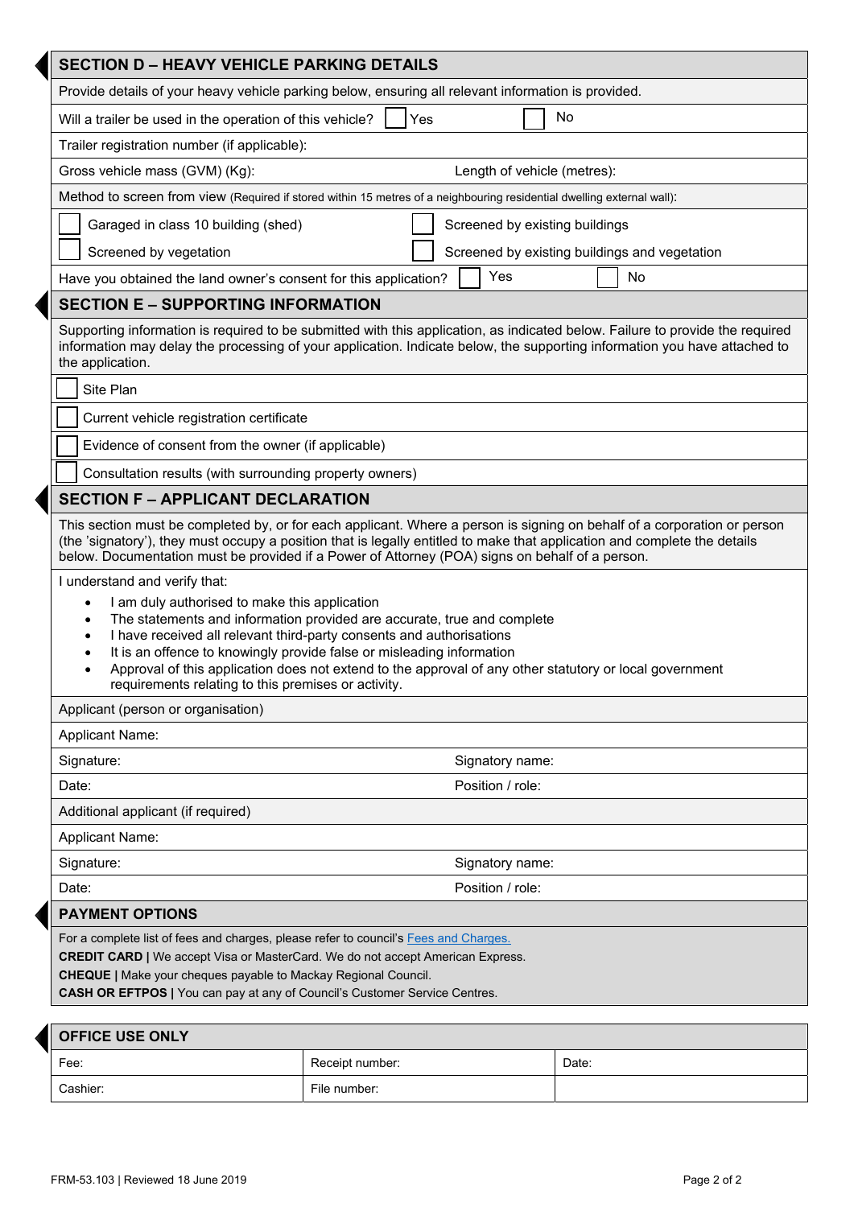## SECTION D – HEAVY VEHICLE PARKING DETAILS

Provide details of your heavy vehicle parking below, ensuring all relevant information is provided.

Will a trailer be used in the operation of this vehicle? ☐ Yes ☐ No

Trailer registration number (if applicable):

Gross vehicle mass (GVM) (Kg): Length of vehicle (metres):

Method to screen from view (Required if stored within 15 metres of a neighbouring residential dwelling external wall):

☐ Garaged in class 10 building (shed)
☐ Screened by existing buildings
☐ Screened by vegetation
☐ Screened by existing buildings and vegetation

Have you obtained the land owner's consent for this application? ☐ Yes ☐ No

## SECTION E – SUPPORTING INFORMATION

Supporting information is required to be submitted with this application, as indicated below. Failure to provide the required information may delay the processing of your application. Indicate below, the supporting information you have attached to the application.

☐ Site Plan

☐ Current vehicle registration certificate

☐ Evidence of consent from the owner (if applicable)

☐ Consultation results (with surrounding property owners)

## SECTION F – APPLICANT DECLARATION

This section must be completed by, or for each applicant. Where a person is signing on behalf of a corporation or person (the 'signatory'), they must occupy a position that is legally entitled to make that application and complete the details below. Documentation must be provided if a Power of Attorney (POA) signs on behalf of a person.

I understand and verify that:

- I am duly authorised to make this application
- The statements and information provided are accurate, true and complete
- I have received all relevant third-party consents and authorisations
- It is an offence to knowingly provide false or misleading information
- Approval of this application does not extend to the approval of any other statutory or local government requirements relating to this premises or activity.

**Applicant (person or organisation)**

Applicant Name:

Signature: Signatory name:

Date: Position / role:

**Additional applicant (if required)**

Applicant Name:

Signature: Signatory name:

Date: Position / role:

## PAYMENT OPTIONS

For a complete list of fees and charges, please refer to council's Fees and Charges.

**CREDIT CARD |** We accept Visa or MasterCard. We do not accept American Express.

**CHEQUE |** Make your cheques payable to Mackay Regional Council.

**CASH OR EFTPOS |** You can pay at any of Council's Customer Service Centres.

## OFFICE USE ONLY

| | | |
|---|---|---|
| Fee: | Receipt number: | Date: |
| Cashier: | File number: | |

FRM-53.103 | Reviewed 18 June 2019